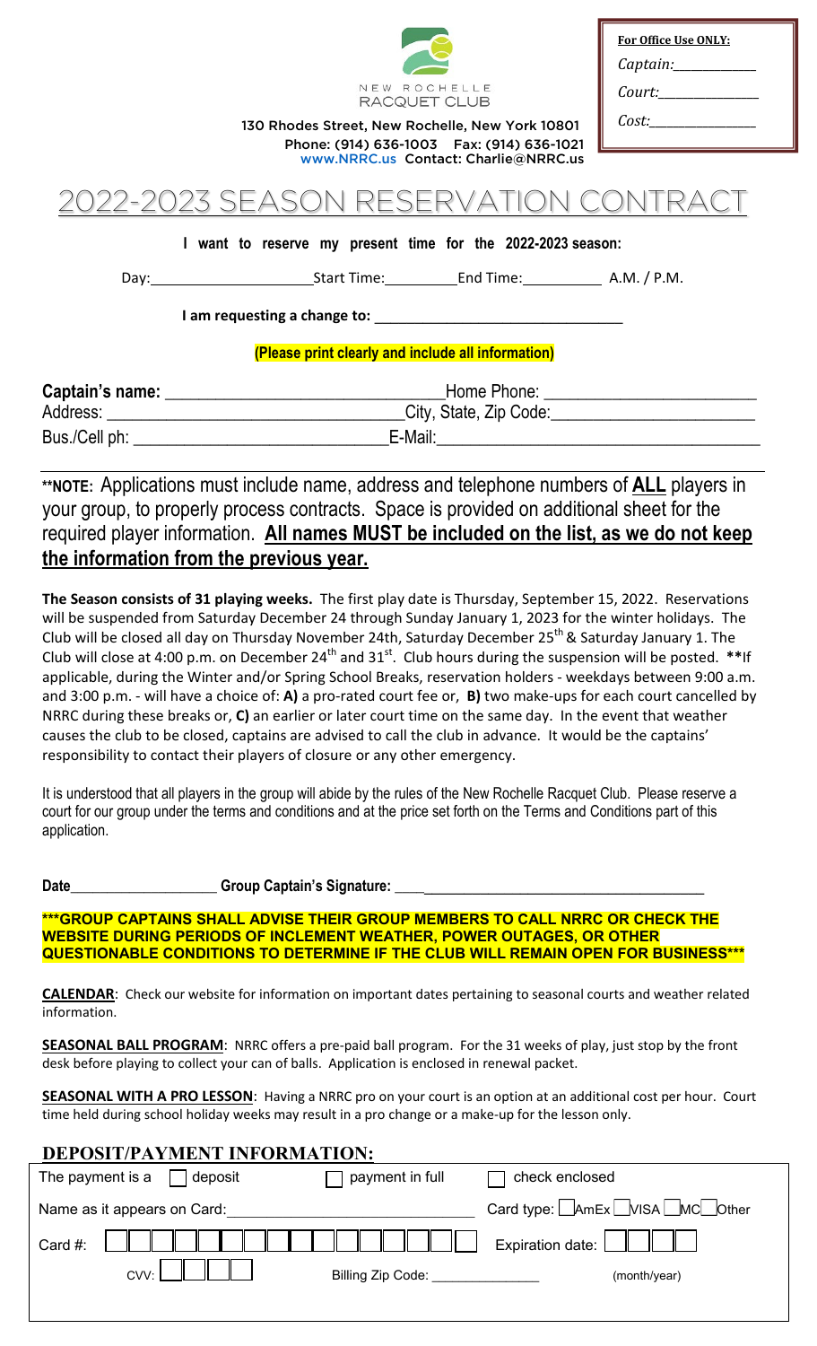NEW ROCHELLE RACQUET CLUB

130 Rhodes Street, New Rochelle, New York 10801
Phone: (914) 636-1003 Fax: (914) 636-1021
www.NRRC.us Contact: Charlie@NRRC.us

**For Office Use ONLY:**
*Captain:*___________
*Court:*______________
*Cost:*_______________

# 2022-2023 SEASON RESERVATION CONTRACT

**I want to reserve my present time for the 2022-2023 season:**

Day:____________________ Start Time:_________ End Time:__________ A.M. / P.M.

**I am requesting a change to:** ______________________________

**(Please print clearly and include all information)**

**Captain's name:** ______________________________ Home Phone: ________________________
Address: ________________________________ City, State, Zip Code: ______________________
Bus./Cell ph: ____________________________ E-Mail: ____________________________________

**\*\*NOTE:** Applications must include name, address and telephone numbers of **ALL** players in your group, to properly process contracts. Space is provided on additional sheet for the required player information. **All names MUST be included on the list, as we do not keep the information from the previous year.**

**The Season consists of 31 playing weeks.** The first play date is Thursday, September 15, 2022. Reservations will be suspended from Saturday December 24 through Sunday January 1, 2023 for the winter holidays. The Club will be closed all day on Thursday November 24th, Saturday December 25th & Saturday January 1. The Club will close at 4:00 p.m. on December 24th and 31st. Club hours during the suspension will be posted. **\*\***If applicable, during the Winter and/or Spring School Breaks, reservation holders - weekdays between 9:00 a.m. and 3:00 p.m. - will have a choice of: **A)** a pro-rated court fee or, **B)** two make-ups for each court cancelled by NRRC during these breaks or, **C)** an earlier or later court time on the same day. In the event that weather causes the club to be closed, captains are advised to call the club in advance. It would be the captains' responsibility to contact their players of closure or any other emergency.

It is understood that all players in the group will abide by the rules of the New Rochelle Racquet Club. Please reserve a court for our group under the terms and conditions and at the price set forth on the Terms and Conditions part of this application.

**Date**___________________ **Group Captain's Signature:** ____________________________________

**\*\*\*GROUP CAPTAINS SHALL ADVISE THEIR GROUP MEMBERS TO CALL NRRC OR CHECK THE WEBSITE DURING PERIODS OF INCLEMENT WEATHER, POWER OUTAGES, OR OTHER QUESTIONABLE CONDITIONS TO DETERMINE IF THE CLUB WILL REMAIN OPEN FOR BUSINESS\*\*\***

**CALENDAR**: Check our website for information on important dates pertaining to seasonal courts and weather related information.

**SEASONAL BALL PROGRAM**: NRRC offers a pre-paid ball program. For the 31 weeks of play, just stop by the front desk before playing to collect your can of balls. Application is enclosed in renewal packet.

**SEASONAL WITH A PRO LESSON**: Having a NRRC pro on your court is an option at an additional cost per hour. Court time held during school holiday weeks may result in a pro change or a make-up for the lesson only.

## DEPOSIT/PAYMENT INFORMATION:

The payment is a ☐ deposit ☐ payment in full ☐ check enclosed

Name as it appears on Card: ____________________________ Card type: ☐AmEx ☐VISA ☐MC ☐Other

Card #: ☐☐☐☐☐☐☐☐☐☐☐☐☐☐☐☐ Expiration date: ☐☐☐☐ (month/year)

CVV: ☐☐☐☐ Billing Zip Code: ______________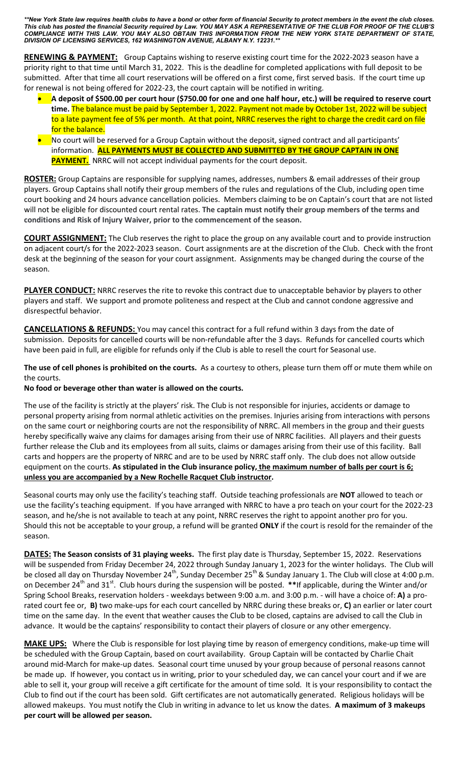***New York State law requires health clubs to have a bond or other form of financial Security to protect members in the event the club closes. This club has posted the financial Security required by Law. YOU MAY ASK A REPRESENTATIVE OF THE CLUB FOR PROOF OF THE CLUB'S COMPLIANCE WITH THIS LAW. YOU MAY ALSO OBTAIN THIS INFORMATION FROM THE NEW YORK STATE DEPARTMENT OF STATE, DIVISION OF LICENSING SERVICES, 162 WASHINGTON AVENUE, ALBANY N.Y. 12231.***

**RENEWING & PAYMENT:** Group Captains wishing to reserve existing court time for the 2022-2023 season have a priority right to that time until March 31, 2022. This is the deadline for completed applications with full deposit to be submitted. After that time all court reservations will be offered on a first come, first served basis. If the court time up for renewal is not being offered for 2022-23, the court captain will be notified in writing.

- **A deposit of $500.00 per court hour ($750.00 for one and one half hour, etc.) will be required to reserve court time.** The balance must be paid by September 1, 2022. Payment not made by October 1st, 2022 will be subject to a late payment fee of 5% per month. At that point, NRRC reserves the right to charge the credit card on file for the balance.
- No court will be reserved for a Group Captain without the deposit, signed contract and all participants' information. **ALL PAYMENTS MUST BE COLLECTED AND SUBMITTED BY THE GROUP CAPTAIN IN ONE PAYMENT.** NRRC will not accept individual payments for the court deposit.

**ROSTER:** Group Captains are responsible for supplying names, addresses, numbers & email addresses of their group players. Group Captains shall notify their group members of the rules and regulations of the Club, including open time court booking and 24 hours advance cancellation policies. Members claiming to be on Captain's court that are not listed will not be eligible for discounted court rental rates. **The captain must notify their group members of the terms and conditions and Risk of Injury Waiver, prior to the commencement of the season.**

**COURT ASSIGNMENT:** The Club reserves the right to place the group on any available court and to provide instruction on adjacent court/s for the 2022-2023 season. Court assignments are at the discretion of the Club. Check with the front desk at the beginning of the season for your court assignment. Assignments may be changed during the course of the season.

**PLAYER CONDUCT:** NRRC reserves the rite to revoke this contract due to unacceptable behavior by players to other players and staff. We support and promote politeness and respect at the Club and cannot condone aggressive and disrespectful behavior.

**CANCELLATIONS & REFUNDS:** You may cancel this contract for a full refund within 3 days from the date of submission. Deposits for cancelled courts will be non-refundable after the 3 days. Refunds for cancelled courts which have been paid in full, are eligible for refunds only if the Club is able to resell the court for Seasonal use.

**The use of cell phones is prohibited on the courts.** As a courtesy to others, please turn them off or mute them while on the courts.

**No food or beverage other than water is allowed on the courts.**

The use of the facility is strictly at the players' risk. The Club is not responsible for injuries, accidents or damage to personal property arising from normal athletic activities on the premises. Injuries arising from interactions with persons on the same court or neighboring courts are not the responsibility of NRRC. All members in the group and their guests hereby specifically waive any claims for damages arising from their use of NRRC facilities. All players and their guests further release the Club and its employees from all suits, claims or damages arising from their use of this facility. Ball carts and hoppers are the property of NRRC and are to be used by NRRC staff only. The club does not allow outside equipment on the courts. **As stipulated in the Club insurance policy, the maximum number of balls per court is 6; unless you are accompanied by a New Rochelle Racquet Club instructor.**

Seasonal courts may only use the facility's teaching staff. Outside teaching professionals are **NOT** allowed to teach or use the facility's teaching equipment. If you have arranged with NRRC to have a pro teach on your court for the 2022-23 season, and he/she is not available to teach at any point, NRRC reserves the right to appoint another pro for you. Should this not be acceptable to your group, a refund will be granted **ONLY** if the court is resold for the remainder of the season.

**DATES: The Season consists of 31 playing weeks.** The first play date is Thursday, September 15, 2022. Reservations will be suspended from Friday December 24, 2022 through Sunday January 1, 2023 for the winter holidays. The Club will be closed all day on Thursday November 24th, Sunday December 25th & Sunday January 1. The Club will close at 4:00 p.m. on December 24th and 31st. Club hours during the suspension will be posted. **\*\***If applicable, during the Winter and/or Spring School Breaks, reservation holders - weekdays between 9:00 a.m. and 3:00 p.m. - will have a choice of: **A)** a pro-rated court fee or, **B)** two make-ups for each court cancelled by NRRC during these breaks or, **C)** an earlier or later court time on the same day. In the event that weather causes the Club to be closed, captains are advised to call the Club in advance. It would be the captains' responsibility to contact their players of closure or any other emergency.

**MAKE UPS:** Where the Club is responsible for lost playing time by reason of emergency conditions, make-up time will be scheduled with the Group Captain, based on court availability. Group Captain will be contacted by Charlie Chait around mid-March for make-up dates. Seasonal court time unused by your group because of personal reasons cannot be made up. If however, you contact us in writing, prior to your scheduled day, we can cancel your court and if we are able to sell it, your group will receive a gift certificate for the amount of time sold. It is your responsibility to contact the Club to find out if the court has been sold. Gift certificates are not automatically generated. Religious holidays will be allowed makeups. You must notify the Club in writing in advance to let us know the dates. **A maximum of 3 makeups per court will be allowed per season.**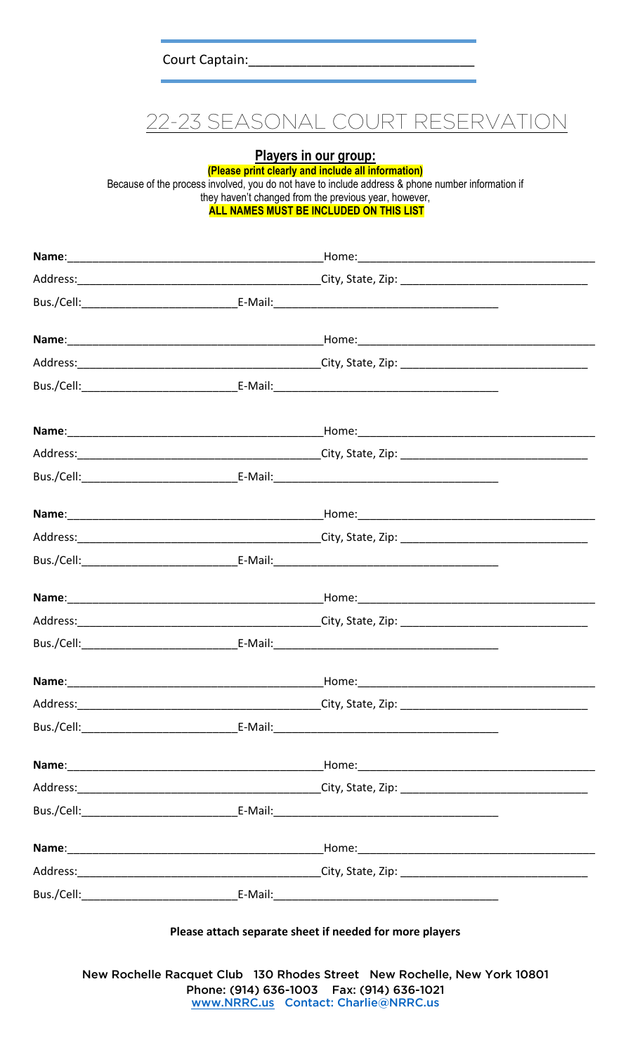Court Captain:______________________________

# 22-23 SEASONAL COURT RESERVATION

**Players in our group:**

**(Please print clearly and include all information)**

Because of the process involved, you do not have to include address & phone number information if they haven't changed from the previous year, however,

**ALL NAMES MUST BE INCLUDED ON THIS LIST**

**Name**:______________________________________ Home:______________________________________

Address:______________________________________ City, State, Zip: ______________________________

Bus./Cell:________________________ E-Mail:___________________________________

**Name**:______________________________________ Home:______________________________________

Address:______________________________________ City, State, Zip: ______________________________

Bus./Cell:________________________ E-Mail:___________________________________

**Name**:______________________________________ Home:______________________________________

Address:______________________________________ City, State, Zip: ______________________________

Bus./Cell:________________________ E-Mail:___________________________________

**Name**:______________________________________ Home:______________________________________

Address:______________________________________ City, State, Zip: ______________________________

Bus./Cell:________________________ E-Mail:___________________________________

**Name**:______________________________________ Home:______________________________________

Address:______________________________________ City, State, Zip: ______________________________

Bus./Cell:________________________ E-Mail:___________________________________

**Name**:______________________________________ Home:______________________________________

Address:______________________________________ City, State, Zip: ______________________________

Bus./Cell:________________________ E-Mail:___________________________________

**Name**:______________________________________ Home:______________________________________

Address:______________________________________ City, State, Zip: ______________________________

Bus./Cell:________________________ E-Mail:___________________________________

**Name**:______________________________________ Home:______________________________________

Address:______________________________________ City, State, Zip: ______________________________

Bus./Cell:________________________ E-Mail:___________________________________

**Please attach separate sheet if needed for more players**

New Rochelle Racquet Club 130 Rhodes Street New Rochelle, New York 10801
Phone: (914) 636-1003 Fax: (914) 636-1021
www.NRRC.us Contact: Charlie@NRRC.us